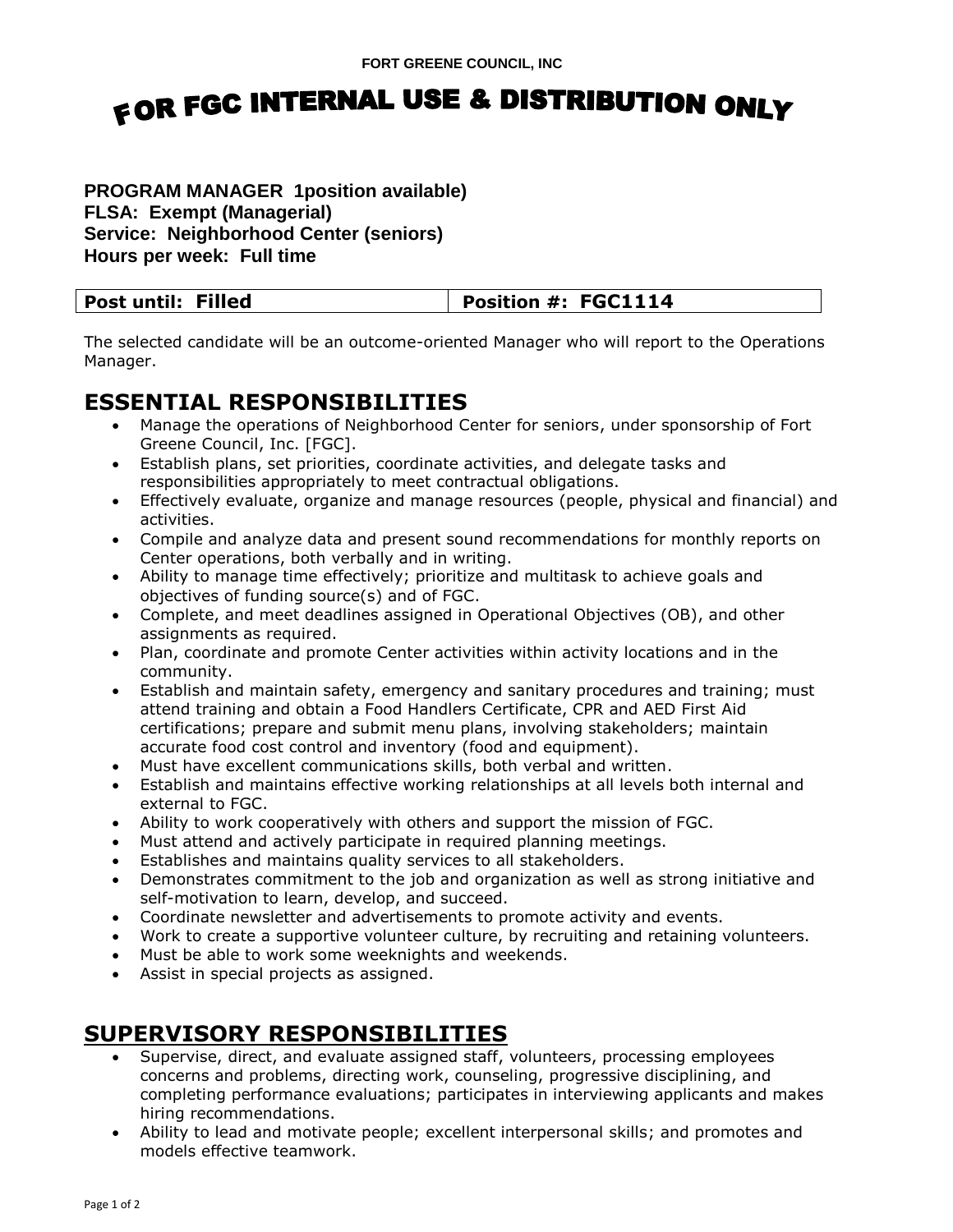FORT GREENE COUNCIL, INC

# FOR FGC INTERNAL USE & DISTRIBUTION ONLY

**PROGRAM MANAGER 1position available)**
**FLSA: Exempt (Managerial)**
**Service: Neighborhood Center (seniors)**
**Hours per week: Full time**

| Post until: Filled | Position #: FGC1114 |
|---|---|

The selected candidate will be an outcome-oriented Manager who will report to the Operations Manager.

## ESSENTIAL RESPONSIBILITIES

- Manage the operations of Neighborhood Center for seniors, under sponsorship of Fort Greene Council, Inc. [FGC].
- Establish plans, set priorities, coordinate activities, and delegate tasks and responsibilities appropriately to meet contractual obligations.
- Effectively evaluate, organize and manage resources (people, physical and financial) and activities.
- Compile and analyze data and present sound recommendations for monthly reports on Center operations, both verbally and in writing.
- Ability to manage time effectively; prioritize and multitask to achieve goals and objectives of funding source(s) and of FGC.
- Complete, and meet deadlines assigned in Operational Objectives (OB), and other assignments as required.
- Plan, coordinate and promote Center activities within activity locations and in the community.
- Establish and maintain safety, emergency and sanitary procedures and training; must attend training and obtain a Food Handlers Certificate, CPR and AED First Aid certifications; prepare and submit menu plans, involving stakeholders; maintain accurate food cost control and inventory (food and equipment).
- Must have excellent communications skills, both verbal and written.
- Establish and maintains effective working relationships at all levels both internal and external to FGC.
- Ability to work cooperatively with others and support the mission of FGC.
- Must attend and actively participate in required planning meetings.
- Establishes and maintains quality services to all stakeholders.
- Demonstrates commitment to the job and organization as well as strong initiative and self-motivation to learn, develop, and succeed.
- Coordinate newsletter and advertisements to promote activity and events.
- Work to create a supportive volunteer culture, by recruiting and retaining volunteers.
- Must be able to work some weeknights and weekends.
- Assist in special projects as assigned.

## SUPERVISORY RESPONSIBILITIES

- Supervise, direct, and evaluate assigned staff, volunteers, processing employees concerns and problems, directing work, counseling, progressive disciplining, and completing performance evaluations; participates in interviewing applicants and makes hiring recommendations.
- Ability to lead and motivate people; excellent interpersonal skills; and promotes and models effective teamwork.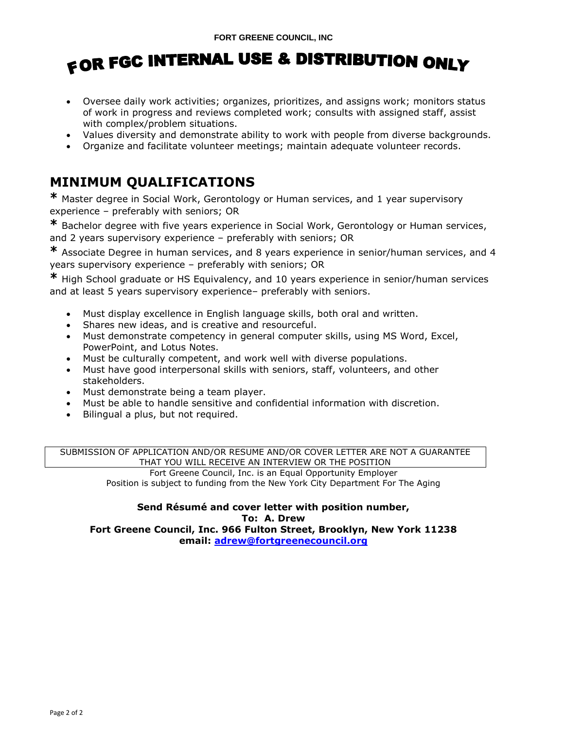**FORT GREENE COUNCIL, INC**

# FOR FGC INTERNAL USE & DISTRIBUTION ONLY

- Oversee daily work activities; organizes, prioritizes, and assigns work; monitors status of work in progress and reviews completed work; consults with assigned staff, assist with complex/problem situations.
- Values diversity and demonstrate ability to work with people from diverse backgrounds.
- Organize and facilitate volunteer meetings; maintain adequate volunteer records.

## MINIMUM QUALIFICATIONS

**\*** Master degree in Social Work, Gerontology or Human services, and 1 year supervisory experience – preferably with seniors; OR

**\*** Bachelor degree with five years experience in Social Work, Gerontology or Human services, and 2 years supervisory experience – preferably with seniors; OR

**\*** Associate Degree in human services, and 8 years experience in senior/human services, and 4 years supervisory experience – preferably with seniors; OR

**\*** High School graduate or HS Equivalency, and 10 years experience in senior/human services and at least 5 years supervisory experience– preferably with seniors.

- Must display excellence in English language skills, both oral and written.
- Shares new ideas, and is creative and resourceful.
- Must demonstrate competency in general computer skills, using MS Word, Excel, PowerPoint, and Lotus Notes.
- Must be culturally competent, and work well with diverse populations.
- Must have good interpersonal skills with seniors, staff, volunteers, and other stakeholders.
- Must demonstrate being a team player.
- Must be able to handle sensitive and confidential information with discretion.
- Bilingual a plus, but not required.

SUBMISSION OF APPLICATION AND/OR RESUME AND/OR COVER LETTER ARE NOT A GUARANTEE THAT YOU WILL RECEIVE AN INTERVIEW OR THE POSITION

Fort Greene Council, Inc. is an Equal Opportunity Employer
Position is subject to funding from the New York City Department For The Aging

**Send Résumé and cover letter with position number,**
**To: A. Drew**
**Fort Greene Council, Inc. 966 Fulton Street, Brooklyn, New York 11238**
**email: adrew@fortgreenecouncil.org**